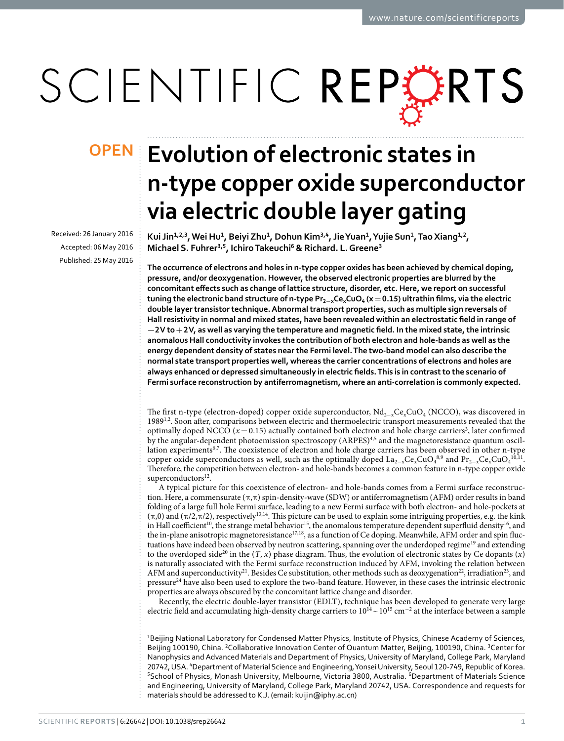# Evolution of electronic states in n-type copper oxide superconductor via electric double layer gating

Received: 26 January 2016

Accepted: 06 May 2016

Published: 25 May 2016

Kui Jin[1,2,3], Wei Hu[1], Beiyi Zhu[1], Dohun Kim[3,4], Jie Yuan[1], Yujie Sun[1], Tao Xiang[1,2], Michael S. Fuhrer[3,5], Ichiro Takeuchi[6] & Richard. L. Greene[3]

**The occurrence of electrons and holes in n-type copper oxides has been achieved by chemical doping, pressure, and/or deoxygenation. However, the observed electronic properties are blurred by the concomitant effects such as change of lattice structure, disorder, etc. Here, we report on successful tuning the electronic band structure of n-type $Pr_{2-x}Ce_xCuO_4$ ($x = 0.15$) ultrathin films, via the electric double layer transistor technique. Abnormal transport properties, such as multiple sign reversals of Hall resistivity in normal and mixed states, have been revealed within an electrostatic field in range of −2V to +2V, as well as varying the temperature and magnetic field. In the mixed state, the intrinsic anomalous Hall conductivity invokes the contribution of both electron and hole-bands as well as the energy dependent density of states near the Fermi level. The two-band model can also describe the normal state transport properties well, whereas the carrier concentrations of electrons and holes are always enhanced or depressed simultaneously in electric fields. This is in contrast to the scenario of Fermi surface reconstruction by antiferromagnetism, where an anti-correlation is commonly expected.**

The first n-type (electron-doped) copper oxide superconductor, $Nd_{2-x}Ce_xCuO_4$ (NCCO), was discovered in 1989[1,2]. Soon after, comparisons between electric and thermoelectric transport measurements revealed that the optimally doped NCCO ($x = 0.15$) actually contained both electron and hole charge carriers[3], later confirmed by the angular-dependent photoemission spectroscopy (ARPES)[4,5] and the magnetoresistance quantum oscillation experiments[6,7]. The coexistence of electron and hole charge carriers has been observed in other n-type copper oxide superconductors as well, such as the optimally doped $La_{2-x}Ce_xCuO_4$[8,9] and $Pr_{2-x}Ce_xCuO_4$[10,11]. Therefore, the competition between electron- and hole-bands becomes a common feature in n-type copper oxide superconductors[12].

A typical picture for this coexistence of electron- and hole-bands comes from a Fermi surface reconstruction. Here, a commensurate $(\pi,\pi)$ spin-density-wave (SDW) or antiferromagnetism (AFM) order results in band folding of a large full hole Fermi surface, leading to a new Fermi surface with both electron- and hole-pockets at $(\pi,0)$ and $(\pi/2,\pi/2)$, respectively[13,14]. This picture can be used to explain some intriguing properties, e.g. the kink in Hall coefficient[10], the strange metal behavior[15], the anomalous temperature dependent superfluid density[16], and the in-plane anisotropic magnetoresistance[17,18], as a function of Ce doping. Meanwhile, AFM order and spin fluctuations have indeed been observed by neutron scattering, spanning over the underdoped regime[19] and extending to the overdoped side[20] in the $(T, x)$ phase diagram. Thus, the evolution of electronic states by Ce dopants ($x$) is naturally associated with the Fermi surface reconstruction induced by AFM, invoking the relation between AFM and superconductivity[21]. Besides Ce substitution, other methods such as deoxygenation[22], irradiation[23], and pressure[24] have also been used to explore the two-band feature. However, in these cases the intrinsic electronic properties are always obscured by the concomitant lattice change and disorder.

Recently, the electric double-layer transistor (EDLT), technique has been developed to generate very large electric field and accumulating high-density charge carriers to $10^{14} \sim 10^{15}$ cm$^{-2}$ at the interface between a sample

[1]Beijing National Laboratory for Condensed Matter Physics, Institute of Physics, Chinese Academy of Sciences, Beijing 100190, China. [2]Collaborative Innovation Center of Quantum Matter, Beijing, 100190, China. [3]Center for Nanophysics and Advanced Materials and Department of Physics, University of Maryland, College Park, Maryland 20742, USA. [4]Department of Material Science and Engineering, Yonsei University, Seoul 120-749, Republic of Korea. [5]School of Physics, Monash University, Melbourne, Victoria 3800, Australia. [6]Department of Materials Science and Engineering, University of Maryland, College Park, Maryland 20742, USA. Correspondence and requests for materials should be addressed to K.J. (email: kuijin@iphy.ac.cn)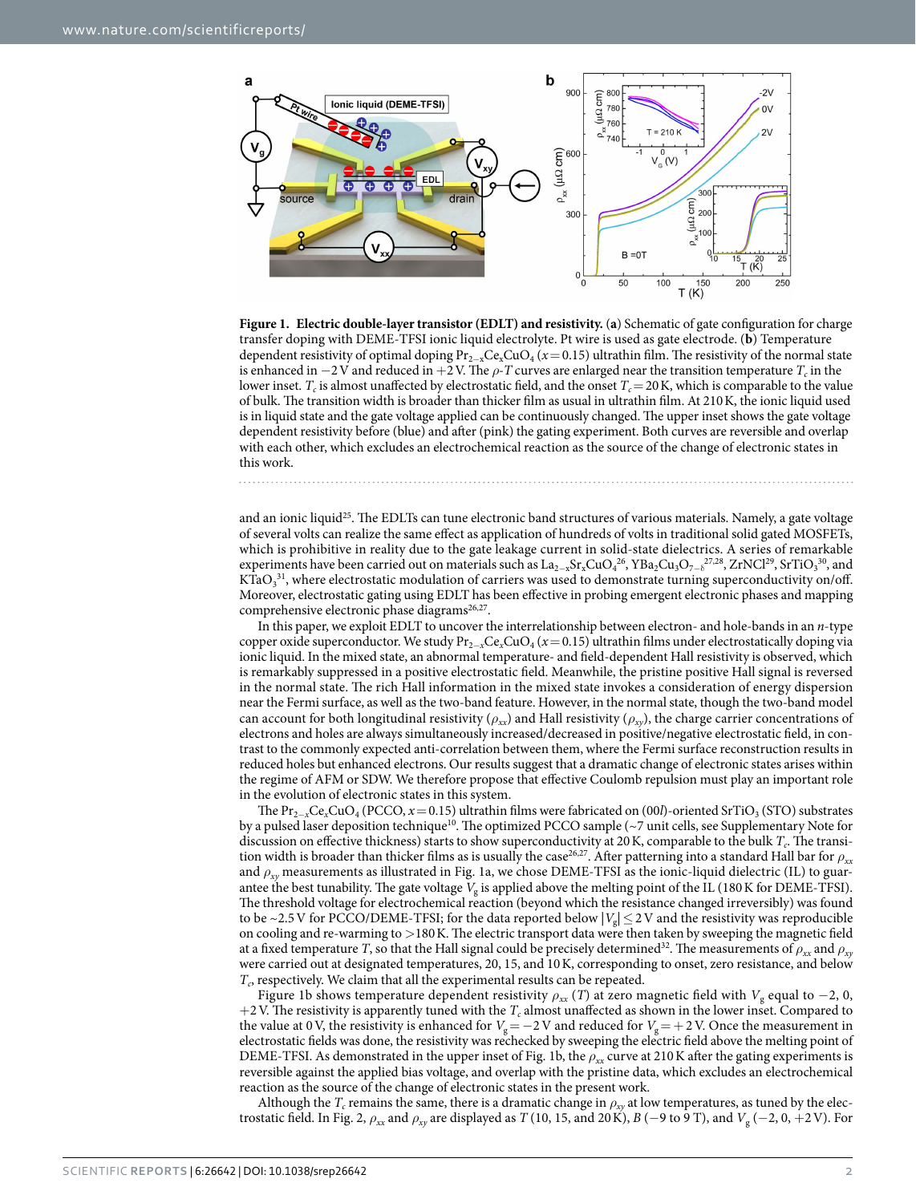**Figure 1. Electric double-layer transistor (EDLT) and resistivity.** (**a**) Schematic of gate configuration for charge transfer doping with DEME-TFSI ionic liquid electrolyte. Pt wire is used as gate electrode. (**b**) Temperature dependent resistivity of optimal doping $Pr_{2-x}Ce_xCuO_4$ ($x = 0.15$) ultrathin film. The resistivity of the normal state is enhanced in −2 V and reduced in +2 V. The $\rho$-$T$ curves are enlarged near the transition temperature $T_c$ in the lower inset. $T_c$ is almost unaffected by electrostatic field, and the onset $T_c = 20$ K, which is comparable to the value of bulk. The transition width is broader than thicker film as usual in ultrathin film. At 210 K, the ionic liquid used is in liquid state and the gate voltage applied can be continuously changed. The upper inset shows the gate voltage dependent resistivity before (blue) and after (pink) the gating experiment. Both curves are reversible and overlap with each other, which excludes an electrochemical reaction as the source of the change of electronic states in this work.

and an ionic liquid[25]. The EDLTs can tune electronic band structures of various materials. Namely, a gate voltage of several volts can realize the same effect as application of hundreds of volts in traditional solid gated MOSFETs, which is prohibitive in reality due to the gate leakage current in solid-state dielectrics. A series of remarkable experiments have been carried out on materials such as $La_{2-x}Sr_xCuO_4$[26], $YBa_2Cu_3O_{7-\delta}$[27,28], ZrNCl[29], $SrTiO_3$[30], and $KTaO_3$[31], where electrostatic modulation of carriers was used to demonstrate turning superconductivity on/off. Moreover, electrostatic gating using EDLT has been effective in probing emergent electronic phases and mapping comprehensive electronic phase diagrams[26,27].

In this paper, we exploit EDLT to uncover the interrelationship between electron- and hole-bands in an $n$-type copper oxide superconductor. We study $Pr_{2-x}Ce_xCuO_4$ ($x = 0.15$) ultrathin films under electrostatically doping via ionic liquid. In the mixed state, an abnormal temperature- and field-dependent Hall resistivity is observed, which is remarkably suppressed in a positive electrostatic field. Meanwhile, the pristine positive Hall signal is reversed in the normal state. The rich Hall information in the mixed state invokes a consideration of energy dispersion near the Fermi surface, as well as the two-band feature. However, in the normal state, though the two-band model can account for both longitudinal resistivity ($\rho_{xx}$) and Hall resistivity ($\rho_{xy}$), the charge carrier concentrations of electrons and holes are always simultaneously increased/decreased in positive/negative electrostatic field, in contrast to the commonly expected anti-correlation between them, where the Fermi surface reconstruction results in reduced holes but enhanced electrons. Our results suggest that a dramatic change of electronic states arises within the regime of AFM or SDW. We therefore propose that effective Coulomb repulsion must play an important role in the evolution of electronic states in this system.

The $Pr_{2-x}Ce_xCuO_4$ (PCCO, $x = 0.15$) ultrathin films were fabricated on (00$l$)-oriented $SrTiO_3$ (STO) substrates by a pulsed laser deposition technique[10]. The optimized PCCO sample (~7 unit cells, see Supplementary Note for discussion on effective thickness) starts to show superconductivity at 20 K, comparable to the bulk $T_c$. The transition width is broader than thicker films as is usually the case[26,27]. After patterning into a standard Hall bar for $\rho_{xx}$ and $\rho_{xy}$ measurements as illustrated in Fig. 1a, we chose DEME-TFSI as the ionic-liquid dielectric (IL) to guarantee the best tunability. The gate voltage $V_g$ is applied above the melting point of the IL (180 K for DEME-TFSI). The threshold voltage for electrochemical reaction (beyond which the resistance changed irreversibly) was found to be ~2.5 V for PCCO/DEME-TFSI; for the data reported below $|V_g| \leq 2$ V and the resistivity was reproducible on cooling and re-warming to >180 K. The electric transport data were then taken by sweeping the magnetic field at a fixed temperature $T$, so that the Hall signal could be precisely determined[32]. The measurements of $\rho_{xx}$ and $\rho_{xy}$ were carried out at designated temperatures, 20, 15, and 10 K, corresponding to onset, zero resistance, and below $T_c$, respectively. We claim that all the experimental results can be repeated.

Figure 1b shows temperature dependent resistivity $\rho_{xx}$ ($T$) at zero magnetic field with $V_g$ equal to −2, 0, +2 V. The resistivity is apparently tuned with the $T_c$ almost unaffected as shown in the lower inset. Compared to the value at 0 V, the resistivity is enhanced for $V_g = -2$ V and reduced for $V_g = +2$ V. Once the measurement in electrostatic fields was done, the resistivity was rechecked by sweeping the electric field above the melting point of DEME-TFSI. As demonstrated in the upper inset of Fig. 1b, the $\rho_{xx}$ curve at 210 K after the gating experiments is reversible against the applied bias voltage, and overlap with the pristine data, which excludes an electrochemical reaction as the source of the change of electronic states in the present work.

Although the $T_c$ remains the same, there is a dramatic change in $\rho_{xy}$ at low temperatures, as tuned by the electrostatic field. In Fig. 2, $\rho_{xx}$ and $\rho_{xy}$ are displayed as $T$ (10, 15, and 20 K), $B$ (−9 to 9 T), and $V_g$ (−2, 0, +2 V). For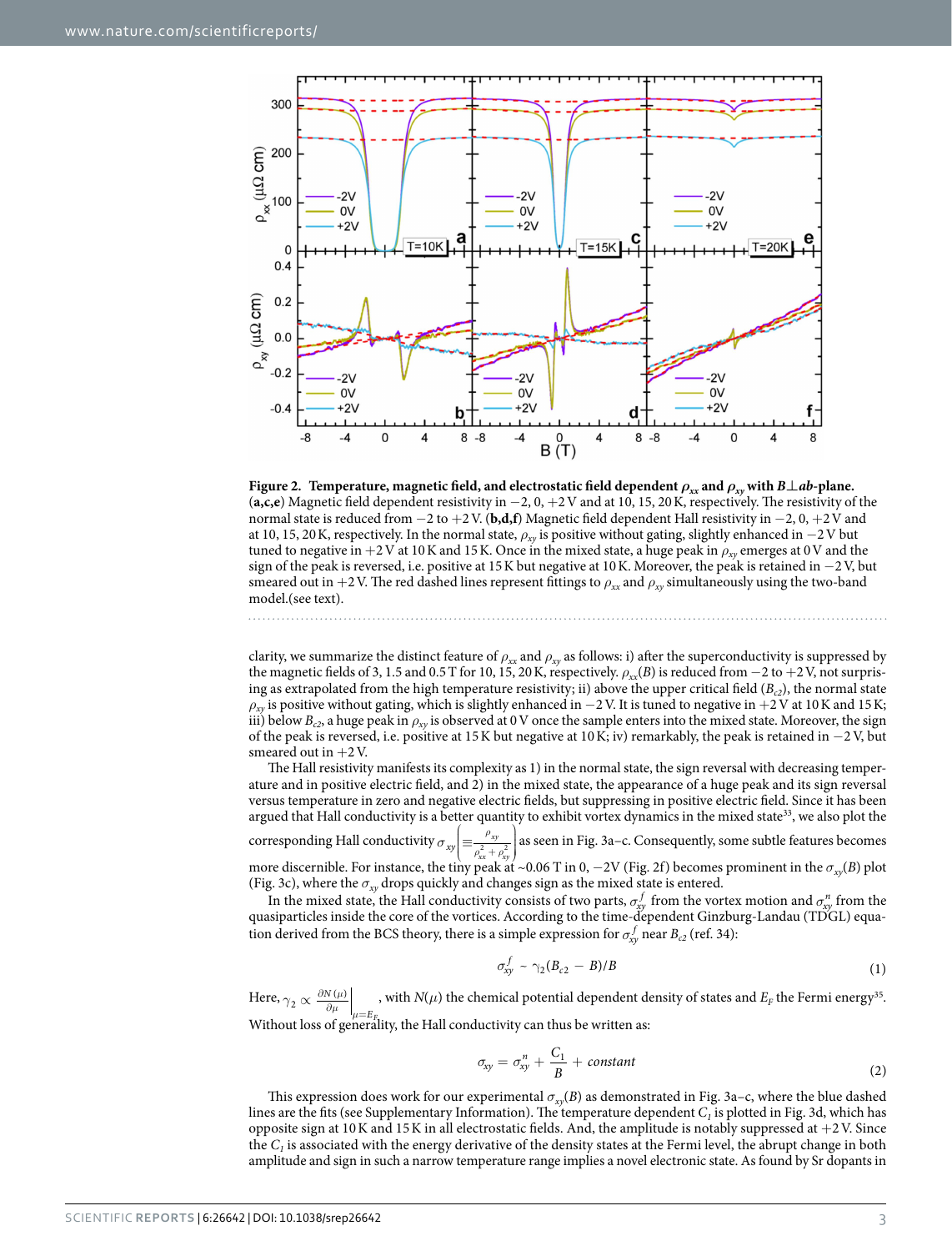**Figure 2. Temperature, magnetic field, and electrostatic field dependent $\rho_{xx}$ and $\rho_{xy}$ with $B \perp ab$-plane.** (**a,c,e**) Magnetic field dependent resistivity in −2, 0, +2 V and at 10, 15, 20 K, respectively. The resistivity of the normal state is reduced from −2 to +2 V. (**b,d,f**) Magnetic field dependent Hall resistivity in −2, 0, +2 V and at 10, 15, 20 K, respectively. In the normal state, $\rho_{xy}$ is positive without gating, slightly enhanced in −2 V but tuned to negative in +2 V at 10 K and 15 K. Once in the mixed state, a huge peak in $\rho_{xy}$ emerges at 0 V and the sign of the peak is reversed, i.e. positive at 15 K but negative at 10 K. Moreover, the peak is retained in −2 V, but smeared out in +2 V. The red dashed lines represent fittings to $\rho_{xx}$ and $\rho_{xy}$ simultaneously using the two-band model.(see text).

clarity, we summarize the distinct feature of $\rho_{xx}$ and $\rho_{xy}$ as follows: i) after the superconductivity is suppressed by the magnetic fields of 3, 1.5 and 0.5 T for 10, 15, 20 K, respectively. $\rho_{xx}(B)$ is reduced from −2 to +2 V, not surprising as extrapolated from the high temperature resistivity; ii) above the upper critical field ($B_{c2}$), the normal state $\rho_{xy}$ is positive without gating, which is slightly enhanced in −2 V. It is tuned to negative in +2 V at 10 K and 15 K; iii) below $B_{c2}$, a huge peak in $\rho_{xy}$ is observed at 0 V once the sample enters into the mixed state. Moreover, the sign of the peak is reversed, i.e. positive at 15 K but negative at 10 K; iv) remarkably, the peak is retained in −2 V, but smeared out in +2 V.

The Hall resistivity manifests its complexity as 1) in the normal state, the sign reversal with decreasing temperature and in positive electric field, and 2) in the mixed state, the appearance of a huge peak and its sign reversal versus temperature in zero and negative electric fields, but suppressing in positive electric field. Since it has been argued that Hall conductivity is a better quantity to exhibit vortex dynamics in the mixed state[33], we also plot the corresponding Hall conductivity $\sigma_{xy}\left(\equiv\frac{\rho_{xy}}{\rho_{xx}^2+\rho_{xy}^2}\right)$ as seen in Fig. 3a–c. Consequently, some subtle features becomes more discernible. For instance, the tiny peak at ~0.06 T in 0, −2 V (Fig. 2f) becomes prominent in the $\sigma_{xy}(B)$ plot (Fig. 3c), where the $\sigma_{xy}$ drops quickly and changes sign as the mixed state is entered.

In the mixed state, the Hall conductivity consists of two parts, $\sigma_{xy}^f$ from the vortex motion and $\sigma_{xy}^n$ from the quasiparticles inside the core of the vortices. According to the time-dependent Ginzburg-Landau (TDGL) equation derived from the BCS theory, there is a simple expression for $\sigma_{xy}^f$ near $B_{c2}$ (ref. 34):

$$\sigma_{xy}^f \sim \gamma_2(B_{c2} - B)/B \tag{1}$$

Here, $\gamma_2 \propto \left.\frac{\partial N(\mu)}{\partial \mu}\right|_{\mu=E_F}$, with $N(\mu)$ the chemical potential dependent density of states and $E_F$ the Fermi energy[35]. Without loss of generality, the Hall conductivity can thus be written as:

$$\sigma_{xy} = \sigma_{xy}^n + \frac{C_1}{B} + constant \tag{2}$$

This expression does work for our experimental $\sigma_{xy}(B)$ as demonstrated in Fig. 3a–c, where the blue dashed lines are the fits (see Supplementary Information). The temperature dependent $C_1$ is plotted in Fig. 3d, which has opposite sign at 10 K and 15 K in all electrostatic fields. And, the amplitude is notably suppressed at +2 V. Since the $C_1$ is associated with the energy derivative of the density states at the Fermi level, the abrupt change in both amplitude and sign in such a narrow temperature range implies a novel electronic state. As found by Sr dopants in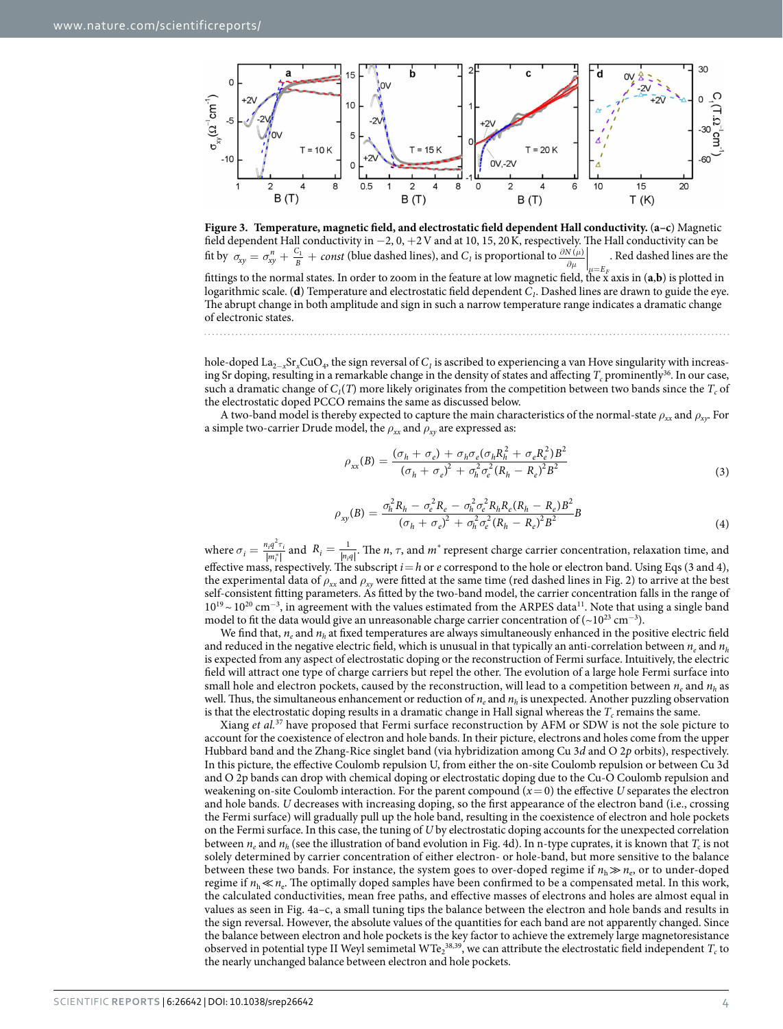**Figure 3. Temperature, magnetic field, and electrostatic field dependent Hall conductivity.** (**a–c**) Magnetic field dependent Hall conductivity in −2, 0, +2 V and at 10, 15, 20 K, respectively. The Hall conductivity can be fit by $\sigma_{xy} = \sigma_{xy}^{n} + \frac{C_1}{B} + const$ (blue dashed lines), and $C_1$ is proportional to $\left.\frac{\partial N(\mu)}{\partial \mu}\right|_{\mu=E_F}$. Red dashed lines are the fittings to the normal states. In order to zoom in the feature at low magnetic field, the $x$ axis in (**a**,**b**) is plotted in logarithmic scale. (**d**) Temperature and electrostatic field dependent $C_1$. Dashed lines are drawn to guide the eye. The abrupt change in both amplitude and sign in such a narrow temperature range indicates a dramatic change of electronic states.

hole-doped $La_{2-x}Sr_xCuO_4$, the sign reversal of $C_1$ is ascribed to experiencing a van Hove singularity with increasing Sr doping, resulting in a remarkable change in the density of states and affecting $T_c$ prominently[36]. In our case, such a dramatic change of $C_1(T)$ more likely originates from the competition between two bands since the $T_c$ of the electrostatic doped PCCO remains the same as discussed below.

A two-band model is thereby expected to capture the main characteristics of the normal-state $\rho_{xx}$ and $\rho_{xy}$. For a simple two-carrier Drude model, the $\rho_{xx}$ and $\rho_{xy}$ are expressed as:

$$\rho_{xx}(B) = \frac{(\sigma_h + \sigma_e) + \sigma_h\sigma_e(\sigma_h R_h^2 + \sigma_e R_e^2)B^2}{(\sigma_h + \sigma_e)^2 + \sigma_h^2\sigma_e^2(R_h - R_e)^2B^2} \tag{3}$$

$$\rho_{xy}(B) = \frac{\sigma_h^2 R_h - \sigma_e^2 R_e - \sigma_h^2\sigma_e^2 R_h R_e(R_h - R_e)B^2}{(\sigma_h + \sigma_e)^2 + \sigma_h^2\sigma_e^2(R_h - R_e)^2B^2}B \tag{4}$$

where $\sigma_i = \frac{n_i q^2 \tau_i}{|m_i^*|}$ and $R_i = \frac{1}{|n_i q|}$. The $n$, $\tau$, and $m^*$ represent charge carrier concentration, relaxation time, and effective mass, respectively. The subscript $i = h$ or $e$ correspond to the hole or electron band. Using Eqs (3 and 4), the experimental data of $\rho_{xx}$ and $\rho_{xy}$ were fitted at the same time (red dashed lines in Fig. 2) to arrive at the best self-consistent fitting parameters. As fitted by the two-band model, the carrier concentration falls in the range of $10^{19} \sim 10^{20}$ cm$^{-3}$, in agreement with the values estimated from the ARPES data[11]. Note that using a single band model to fit the data would give an unreasonable charge carrier concentration of ($\sim 10^{23}$ cm$^{-3}$).

We find that, $n_e$ and $n_h$ at fixed temperatures are always simultaneously enhanced in the positive electric field and reduced in the negative electric field, which is unusual in that typically an anti-correlation between $n_e$ and $n_h$ is expected from any aspect of electrostatic doping or the reconstruction of Fermi surface. Intuitively, the electric field will attract one type of charge carriers but repel the other. The evolution of a large hole Fermi surface into small hole and electron pockets, caused by the reconstruction, will lead to a competition between $n_e$ and $n_h$ as well. Thus, the simultaneous enhancement or reduction of $n_e$ and $n_h$ is unexpected. Another puzzling observation is that the electrostatic doping results in a dramatic change in Hall signal whereas the $T_c$ remains the same.

Xiang *et al.*[37] have proposed that Fermi surface reconstruction by AFM or SDW is not the sole picture to account for the coexistence of electron and hole bands. In their picture, electrons and holes come from the upper Hubbard band and the Zhang-Rice singlet band (via hybridization among Cu 3*d* and O 2*p* orbits), respectively. In this picture, the effective Coulomb repulsion U, from either the on-site Coulomb repulsion or between Cu 3d and O 2p bands can drop with chemical doping or electrostatic doping due to the Cu-O Coulomb repulsion and weakening on-site Coulomb interaction. For the parent compound ($x = 0$) the effective $U$ separates the electron and hole bands. $U$ decreases with increasing doping, so the first appearance of the electron band (i.e., crossing the Fermi surface) will gradually pull up the hole band, resulting in the coexistence of electron and hole pockets on the Fermi surface. In this case, the tuning of $U$ by electrostatic doping accounts for the unexpected correlation between $n_e$ and $n_h$ (see the illustration of band evolution in Fig. 4d). In n-type cuprates, it is known that $T_c$ is not solely determined by carrier concentration of either electron- or hole-band, but more sensitive to the balance between these two bands. For instance, the system goes to over-doped regime if $n_h \gg n_e$, or to under-doped regime if $n_h \ll n_e$. The optimally doped samples have been confirmed to be a compensated metal. In this work, the calculated conductivities, mean free paths, and effective masses of electrons and holes are almost equal in values as seen in Fig. 4a–c, a small tuning tips the balance between the electron and hole bands and results in the sign reversal. However, the absolute values of the quantities for each band are not apparently changed. Since the balance between electron and hole pockets is the key factor to achieve the extremely large magnetoresistance observed in potential type II Weyl semimetal $WTe_2$[38,39], we can attribute the electrostatic field independent $T_c$ to the nearly unchanged balance between electron and hole pockets.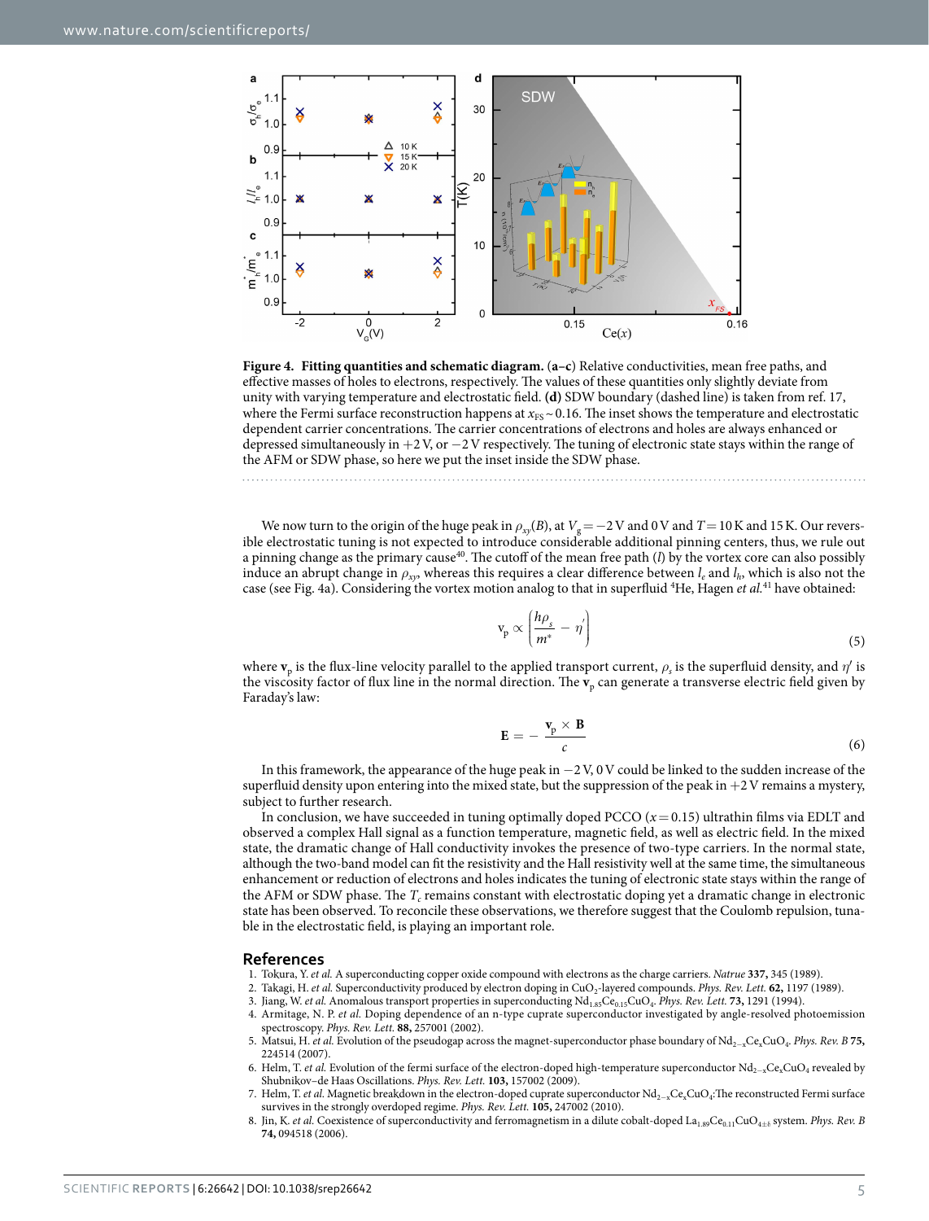**Figure 4. Fitting quantities and schematic diagram.** (**a–c**) Relative conductivities, mean free paths, and effective masses of holes to electrons, respectively. The values of these quantities only slightly deviate from unity with varying temperature and electrostatic field. **(d)** SDW boundary (dashed line) is taken from ref. 17, where the Fermi surface reconstruction happens at $x_{FS} \sim 0.16$. The inset shows the temperature and electrostatic dependent carrier concentrations. The carrier concentrations of electrons and holes are always enhanced or depressed simultaneously in +2 V, or −2 V respectively. The tuning of electronic state stays within the range of the AFM or SDW phase, so here we put the inset inside the SDW phase.

We now turn to the origin of the huge peak in $\rho_{xy}(B)$, at $V_g = -2$ V and 0 V and $T = 10$ K and 15 K. Our reversible electrostatic tuning is not expected to introduce considerable additional pinning centers, thus, we rule out a pinning change as the primary cause[40]. The cutoff of the mean free path ($l$) by the vortex core can also possibly induce an abrupt change in $\rho_{xy}$, whereas this requires a clear difference between $l_e$ and $l_h$, which is also not the case (see Fig. 4a). Considering the vortex motion analog to that in superfluid $^4$He, Hagen *et al.*[41] have obtained:

$$\mathrm{v}_\mathrm{p} \propto \left( \frac{h\rho_s}{m^*} - \eta' \right) \tag{5}$$

where $\mathbf{v}_\mathrm{p}$ is the flux-line velocity parallel to the applied transport current, $\rho_s$ is the superfluid density, and $\eta'$ is the viscosity factor of flux line in the normal direction. The $\mathbf{v}_\mathrm{p}$ can generate a transverse electric field given by Faraday's law:

$$\mathbf{E} = -\frac{\mathbf{v}_\mathrm{p} \times \mathbf{B}}{c} \tag{6}$$

In this framework, the appearance of the huge peak in −2 V, 0 V could be linked to the sudden increase of the superfluid density upon entering into the mixed state, but the suppression of the peak in +2 V remains a mystery, subject to further research.

In conclusion, we have succeeded in tuning optimally doped PCCO ($x = 0.15$) ultrathin films via EDLT and observed a complex Hall signal as a function temperature, magnetic field, as well as electric field. In the mixed state, the dramatic change of Hall conductivity invokes the presence of two-type carriers. In the normal state, although the two-band model can fit the resistivity and the Hall resistivity well at the same time, the simultaneous enhancement or reduction of electrons and holes indicates the tuning of electronic state stays within the range of the AFM or SDW phase. The $T_c$ remains constant with electrostatic doping yet a dramatic change in electronic state has been observed. To reconcile these observations, we therefore suggest that the Coulomb repulsion, tunable in the electrostatic field, is playing an important role.

## References

1. Tokura, Y. *et al.* A superconducting copper oxide compound with electrons as the charge carriers. *Natrue* **337,** 345 (1989).
2. Takagi, H. *et al.* Superconductivity produced by electron doping in $CuO_2$-layered compounds. *Phys. Rev. Lett.* **62,** 1197 (1989).
3. Jiang, W. *et al.* Anomalous transport properties in superconducting $Nd_{1.85}Ce_{0.15}CuO_4$. *Phys. Rev. Lett.* **73,** 1291 (1994).
4. Armitage, N. P. *et al.* Doping dependence of an n-type cuprate superconductor investigated by angle-resolved photoemission spectroscopy. *Phys. Rev. Lett.* **88,** 257001 (2002).
5. Matsui, H. *et al.* Evolution of the pseudogap across the magnet-superconductor phase boundary of $Nd_{2-x}Ce_xCuO_4$. *Phys. Rev. B* **75,** 224514 (2007).
6. Helm, T. *et al.* Evolution of the fermi surface of the electron-doped high-temperature superconductor $Nd_{2-x}Ce_xCuO_4$ revealed by Shubnikov–de Haas Oscillations. *Phys. Rev. Lett.* **103,** 157002 (2009).
7. Helm, T. *et al.* Magnetic breakdown in the electron-doped cuprate superconductor $Nd_{2-x}Ce_xCuO_4$:The reconstructed Fermi surface survives in the strongly overdoped regime. *Phys. Rev. Lett.* **105,** 247002 (2010).
8. Jin, K. *et al.* Coexistence of superconductivity and ferromagnetism in a dilute cobalt-doped $La_{1.89}Ce_{0.11}CuO_{4\pm\delta}$ system. *Phys. Rev. B* **74,** 094518 (2006).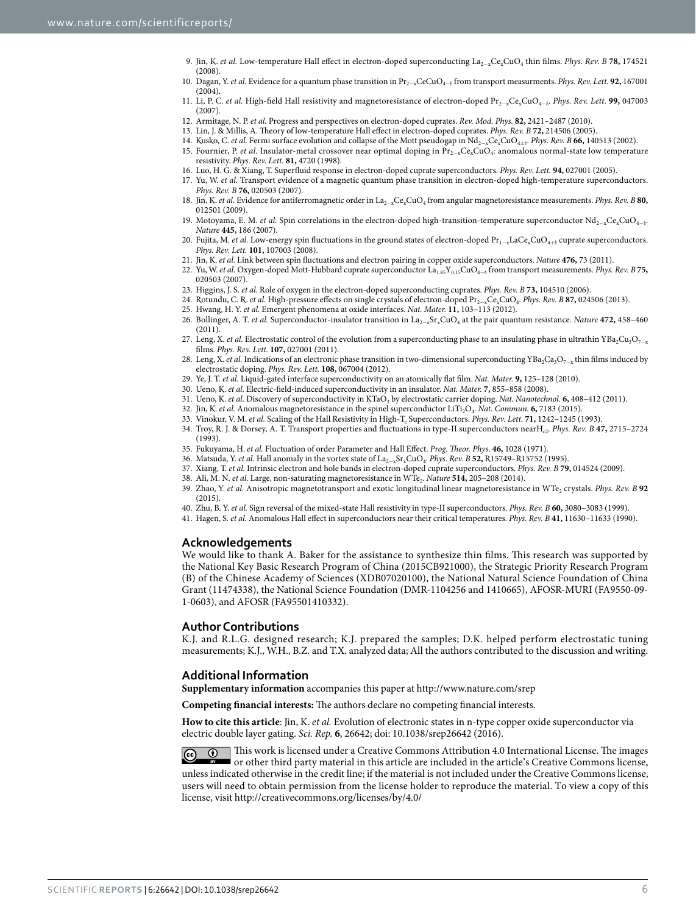9. Jin, K. *et al.* Low-temperature Hall effect in electron-doped superconducting $La_{2-x}Ce_xCuO_4$ thin films. *Phys. Rev. B* **78,** 174521 (2008).
10. Dagan, Y. *et al.* Evidence for a quantum phase transition in $Pr_{2-x}CeCuO_{4-\delta}$ from transport measurments. *Phys. Rev. Lett.* **92,** 167001 (2004).
11. Li, P. C. *et al.* High-field Hall resistivity and magnetoresistance of electron-doped $Pr_{2-x}Ce_xCuO_{4-\delta}$. *Phys. Rev. Lett.* **99,** 047003 (2007).
12. Armitage, N. P. *et al.* Progress and perspectives on electron-doped cuprates. *Rev. Mod. Phys.* **82,** 2421–2487 (2010).
13. Lin, J. & Millis, A. Theory of low-temperature Hall effect in electron-doped cuprates. *Phys. Rev. B* **72,** 214506 (2005).
14. Kusko, C. *et al.* Fermi surface evolution and collapse of the Mott pseudogap in $Nd_{2-x}Ce_xCuO_{4\pm\delta}$. *Phys. Rev. B* **66,** 140513 (2002).
15. Fournier, P. *et al.* Insulator-metal crossover near optimal doping in $Pr_{2-x}Ce_xCuO_4$: anomalous normal-state low temperature resistivity. *Phys. Rev. Lett.* **81,** 4720 (1998).
16. Luo, H. G. & Xiang, T. Superfluid response in electron-doped cuprate superconductors. *Phys. Rev. Lett.* **94,** 027001 (2005).
17. Yu, W. *et al.* Transport evidence of a magnetic quantum phase transition in electron-doped high-temperature superconductors. *Phys. Rev. B* **76,** 020503 (2007).
18. Jin, K. *et al.* Evidence for antiferromagnetic order in $La_{2-x}Ce_xCuO_4$ from angular magnetoresistance measurements. *Phys. Rev. B* **80,** 012501 (2009).
19. Motoyama, E. M. *et al.* Spin correlations in the electron-doped high-transition-temperature superconductor $Nd_{2-x}Ce_xCuO_{4-\delta}$. *Nature* **445,** 186 (2007).
20. Fujita, M. *et al.* Low-energy spin fluctuations in the ground states of electron-doped $Pr_{1-x}LaCe_xCuO_{4+\delta}$ cuprate superconductors. *Phys. Rev. Lett.* **101,** 107003 (2008).
21. Jin, K. *et al.* Link between spin fluctuations and electron pairing in copper oxide superconductors. *Nature* **476,** 73 (2011).
22. Yu, W. *et al.* Oxygen-doped Mott-Hubbard cuprate superconductor $La_{1.85}Y_{0.15}CuO_{4-\delta}$ from transport measurements. *Phys. Rev. B* **75,** 020503 (2007).
23. Higgins, J. S. *et al.* Role of oxygen in the electron-doped superconducting cuprates. *Phys. Rev. B* **73,** 104510 (2006).
24. Rotundu, C. R. *et al.* High-pressure effects on single crystals of electron-doped $Pr_{2-x}Ce_xCuO_4$. *Phys. Rev. B* **87,** 024506 (2013).
25. Hwang, H. Y. *et al.* Emergent phenomena at oxide interfaces. *Nat. Mater.* **11,** 103–113 (2012).
26. Bollinger, A. T. *et al.* Superconductor-insulator transition in $La_{2-x}Sr_xCuO_4$ at the pair quantum resistance. *Nature* **472,** 458–460 (2011).
27. Leng, X. *et al.* Electrostatic control of the evolution from a superconducting phase to an insulating phase in ultrathin $YBa_2Cu_3O_{7-x}$ films. *Phys. Rev. Lett.* **107,** 027001 (2011).
28. Leng, X. *et al.* Indications of an electronic phase transition in two-dimensional superconducting $YBa_2Ca_3O_{7-x}$ thin films induced by electrostatic doping. *Phys. Rev. Lett.* **108,** 067004 (2012).
29. Ye, J. T. *et al.* Liquid-gated interface superconductivity on an atomically flat film. *Nat. Mater.* **9,** 125–128 (2010).
30. Ueno, K. *et al.* Electric-field-induced superconductivity in an insulator. *Nat. Mater.* **7,** 855–858 (2008).
31. Ueno, K. *et al.* Discovery of superconductivity in $KTaO_3$ by electrostatic carrier doping. *Nat. Nanotechnol.* **6,** 408–412 (2011).
32. Jin, K. *et al.* Anomalous magnetoresistance in the spinel superconductor $LiTi_2O_4$. *Nat. Commun.* **6,** 7183 (2015).
33. Vinokur, V. M. *et al.* Scaling of the Hall Resistivity in High-$T_c$ Superconductors. *Phys. Rev. Lett.* **71,** 1242–1245 (1993).
34. Troy, R. J. & Dorsey, A. T. Transport properties and fluctuations in type-II superconductors near$H_{c2}$. *Phys. Rev. B* **47,** 2715–2724 (1993).
35. Fukuyama, H. *et al.* Fluctuation of order Parameter and Hall Effect. *Prog. Theor. Phys.* **46,** 1028 (1971).
36. Matsuda, Y. *et al.* Hall anomaly in the vortex state of $La_{2-x}Sr_xCuO_4$. *Phys. Rev. B* **52,** R15749–R15752 (1995).
37. Xiang, T. *et al.* Intrinsic electron and hole bands in electron-doped cuprate superconductors. *Phys. Rev. B* **79,** 014524 (2009).
38. Ali, M. N. *et al.* Large, non-saturating magnetoresistance in $WTe_2$. *Nature* **514,** 205–208 (2014).
39. Zhao, Y. *et al.* Anisotropic magnetotransport and exotic longitudinal linear magnetoresistance in $WTe_2$ crystals. *Phys. Rev. B* **92** (2015).
40. Zhu, B. Y. *et al.* Sign reversal of the mixed-state Hall resistivity in type-II superconductors. *Phys. Rev. B* **60,** 3080–3083 (1999).
41. Hagen, S. *et al.* Anomalous Hall effect in superconductors near their critical temperatures. *Phys. Rev. B* **41,** 11630–11633 (1990).

## Acknowledgements

We would like to thank A. Baker for the assistance to synthesize thin films. This research was supported by the National Key Basic Research Program of China (2015CB921000), the Strategic Priority Research Program (B) of the Chinese Academy of Sciences (XDB07020100), the National Natural Science Foundation of China Grant (11474338), the National Science Foundation (DMR-1104256 and 1410665), AFOSR-MURI (FA9550-09-1-0603), and AFOSR (FA95501410332).

## Author Contributions

K.J. and R.L.G. designed research; K.J. prepared the samples; D.K. helped perform electrostatic tuning measurements; K.J., W.H., B.Z. and T.X. analyzed data; All the authors contributed to the discussion and writing.

## Additional Information

**Supplementary information** accompanies this paper at http://www.nature.com/srep

**Competing financial interests:** The authors declare no competing financial interests.

**How to cite this article**: Jin, K. *et al.* Evolution of electronic states in n-type copper oxide superconductor via electric double layer gating. *Sci. Rep.* **6**, 26642; doi: 10.1038/srep26642 (2016).

This work is licensed under a Creative Commons Attribution 4.0 International License. The images or other third party material in this article are included in the article's Creative Commons license, unless indicated otherwise in the credit line; if the material is not included under the Creative Commons license, users will need to obtain permission from the license holder to reproduce the material. To view a copy of this license, visit http://creativecommons.org/licenses/by/4.0/